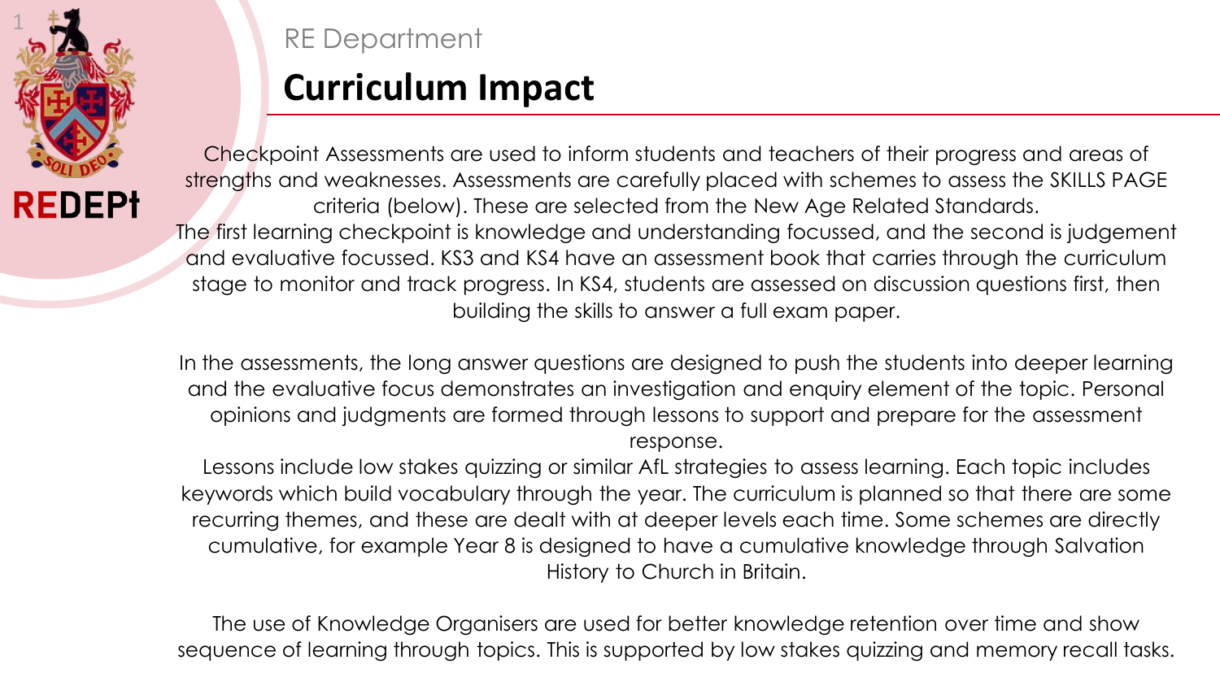RE Department

# Curriculum Impact

Checkpoint Assessments are used to inform students and teachers of their progress and areas of strengths and weaknesses. Assessments are carefully placed with schemes to assess the SKILLS PAGE criteria (below). These are selected from the New Age Related Standards.
The first learning checkpoint is knowledge and understanding focussed, and the second is judgement and evaluative focussed. KS3 and KS4 have an assessment book that carries through the curriculum stage to monitor and track progress. In KS4, students are assessed on discussion questions first, then building the skills to answer a full exam paper.

In the assessments, the long answer questions are designed to push the students into deeper learning and the evaluative focus demonstrates an investigation and enquiry element of the topic. Personal opinions and judgments are formed through lessons to support and prepare for the assessment response.
Lessons include low stakes quizzing or similar AfL strategies to assess learning. Each topic includes keywords which build vocabulary through the year. The curriculum is planned so that there are some recurring themes, and these are dealt with at deeper levels each time. Some schemes are directly cumulative, for example Year 8 is designed to have a cumulative knowledge through Salvation History to Church in Britain.

The use of Knowledge Organisers are used for better knowledge retention over time and show sequence of learning through topics. This is supported by low stakes quizzing and memory recall tasks.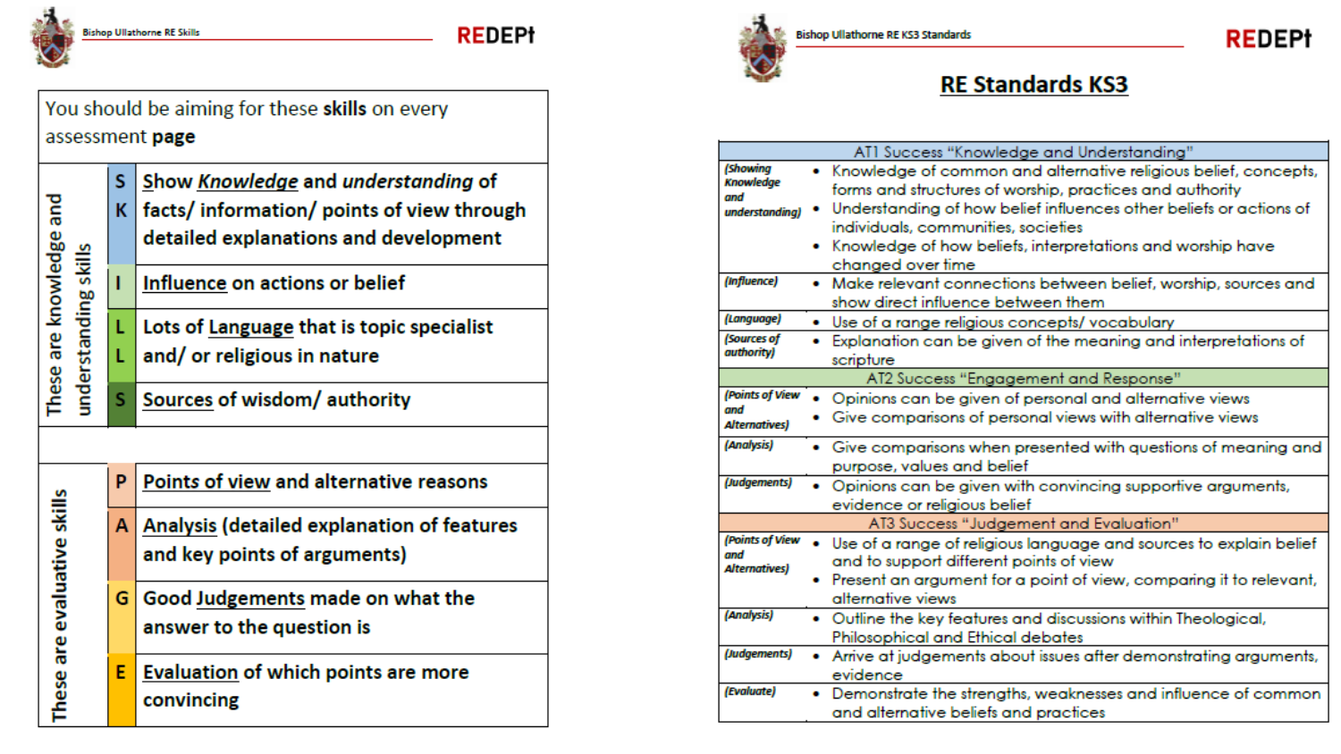Bishop Ullathorne RE Skills

**REDEPt**

| You should be aiming for these **skills** on every assessment **page** | | |
|---|---|---|
| These are knowledge and understanding skills | **S K** | **Show _Knowledge_ and _understanding_ of facts/ information/ points of view through detailed explanations and development** |
| | **I** | **Influence on actions or belief** |
| | **L L** | **Lots of Language that is topic specialist and/ or religious in nature** |
| | **S** | **Sources of wisdom/ authority** |
| These are evaluative skills | **P** | **Points of view and alternative reasons** |
| | **A** | **Analysis (detailed explanation of features and key points of arguments)** |
| | **G** | **Good Judgements made on what the answer to the question is** |
| | **E** | **Evaluation of which points are more convincing** |

Bishop Ullathorne RE KS3 Standards

**REDEPt**

## RE Standards KS3

| | |
|---|---|
| **AT1 Success "Knowledge and Understanding"** | |
| *(Showing Knowledge and understanding)* | • Knowledge of common and alternative religious belief, concepts, forms and structures of worship, practices and authority<br>• Understanding of how belief influences other beliefs or actions of individuals, communities, societies<br>• Knowledge of how beliefs, interpretations and worship have changed over time |
| *(Influence)* | • Make relevant connections between belief, worship, sources and show direct influence between them |
| *(Language)* | • Use of a range religious concepts/ vocabulary |
| *(Sources of authority)* | • Explanation can be given of the meaning and interpretations of scripture |
| **AT2 Success "Engagement and Response"** | |
| *(Points of View and Alternatives)* | • Opinions can be given of personal and alternative views<br>• Give comparisons of personal views with alternative views |
| *(Analysis)* | • Give comparisons when presented with questions of meaning and purpose, values and belief |
| *(Judgements)* | • Opinions can be given with convincing supportive arguments, evidence or religious belief |
| **AT3 Success "Judgement and Evaluation"** | |
| *(Points of View and Alternatives)* | • Use of a range of religious language and sources to explain belief and to support different points of view<br>• Present an argument for a point of view, comparing it to relevant, alternative views |
| *(Analysis)* | • Outline the key features and discussions within Theological, Philosophical and Ethical debates |
| *(Judgements)* | • Arrive at judgements about issues after demonstrating arguments, evidence |
| *(Evaluate)* | • Demonstrate the strengths, weaknesses and influence of common and alternative beliefs and practices |